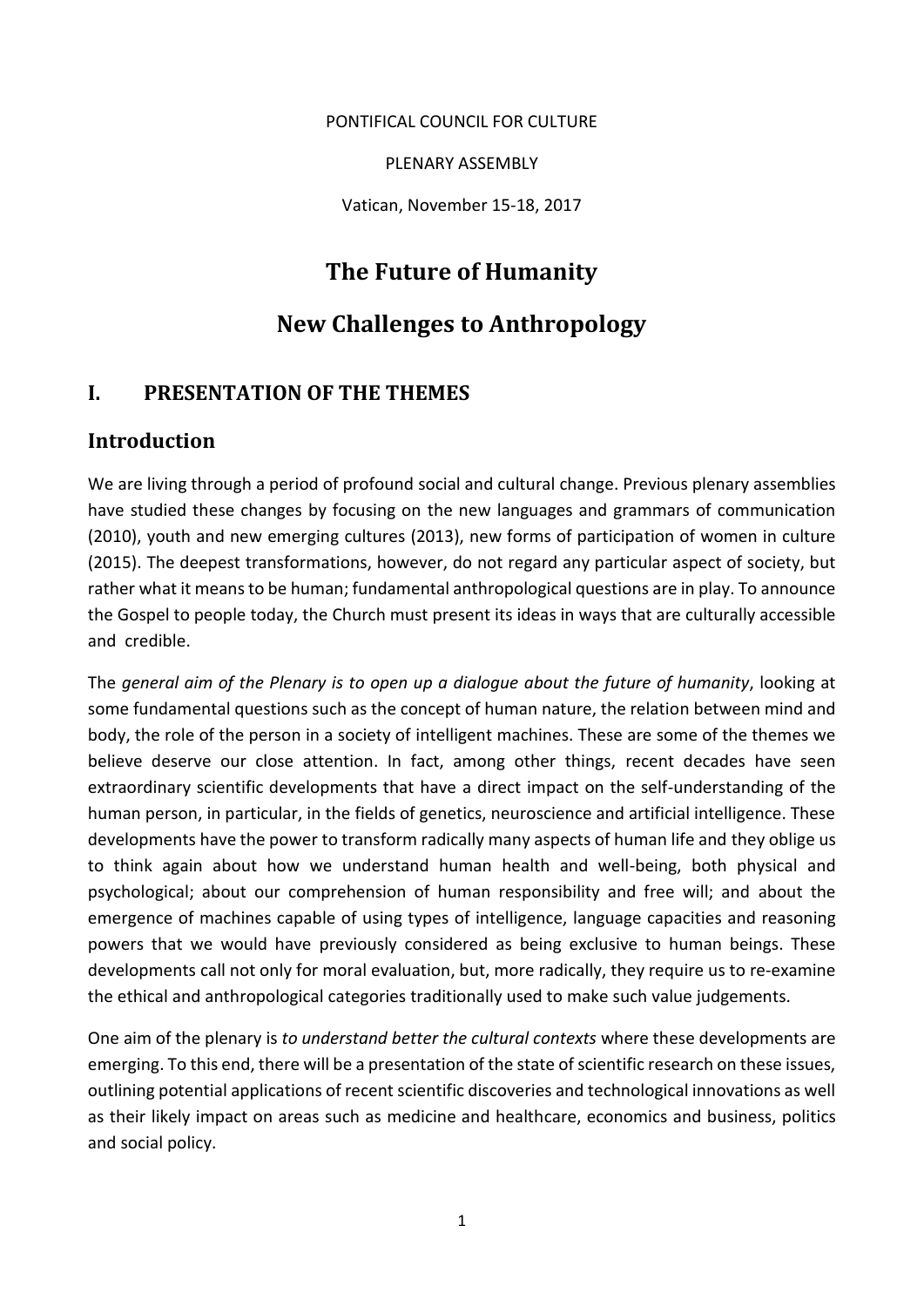PONTIFICAL COUNCIL FOR CULTURE

PLENARY ASSEMBLY

Vatican, November 15-18, 2017

# The Future of Humanity

# New Challenges to Anthropology

## I. PRESENTATION OF THE THEMES

## Introduction

We are living through a period of profound social and cultural change. Previous plenary assemblies have studied these changes by focusing on the new languages and grammars of communication (2010), youth and new emerging cultures (2013), new forms of participation of women in culture (2015). The deepest transformations, however, do not regard any particular aspect of society, but rather what it means to be human; fundamental anthropological questions are in play. To announce the Gospel to people today, the Church must present its ideas in ways that are culturally accessible and credible.

The *general aim of the Plenary is to open up a dialogue about the future of humanity*, looking at some fundamental questions such as the concept of human nature, the relation between mind and body, the role of the person in a society of intelligent machines. These are some of the themes we believe deserve our close attention. In fact, among other things, recent decades have seen extraordinary scientific developments that have a direct impact on the self-understanding of the human person, in particular, in the fields of genetics, neuroscience and artificial intelligence. These developments have the power to transform radically many aspects of human life and they oblige us to think again about how we understand human health and well-being, both physical and psychological; about our comprehension of human responsibility and free will; and about the emergence of machines capable of using types of intelligence, language capacities and reasoning powers that we would have previously considered as being exclusive to human beings. These developments call not only for moral evaluation, but, more radically, they require us to re-examine the ethical and anthropological categories traditionally used to make such value judgements.

One aim of the plenary is *to understand better the cultural contexts* where these developments are emerging. To this end, there will be a presentation of the state of scientific research on these issues, outlining potential applications of recent scientific discoveries and technological innovations as well as their likely impact on areas such as medicine and healthcare, economics and business, politics and social policy.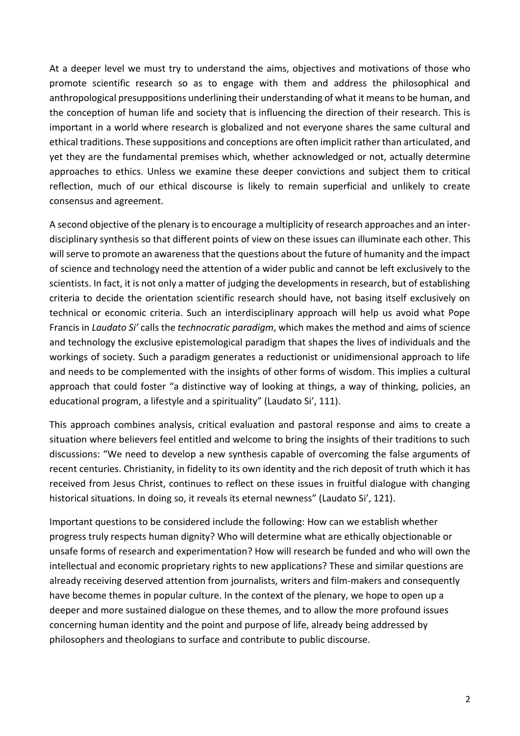At a deeper level we must try to understand the aims, objectives and motivations of those who promote scientific research so as to engage with them and address the philosophical and anthropological presuppositions underlining their understanding of what it means to be human, and the conception of human life and society that is influencing the direction of their research. This is important in a world where research is globalized and not everyone shares the same cultural and ethical traditions. These suppositions and conceptions are often implicit rather than articulated, and yet they are the fundamental premises which, whether acknowledged or not, actually determine approaches to ethics. Unless we examine these deeper convictions and subject them to critical reflection, much of our ethical discourse is likely to remain superficial and unlikely to create consensus and agreement.

A second objective of the plenary is to encourage a multiplicity of research approaches and an inter-disciplinary synthesis so that different points of view on these issues can illuminate each other. This will serve to promote an awareness that the questions about the future of humanity and the impact of science and technology need the attention of a wider public and cannot be left exclusively to the scientists. In fact, it is not only a matter of judging the developments in research, but of establishing criteria to decide the orientation scientific research should have, not basing itself exclusively on technical or economic criteria. Such an interdisciplinary approach will help us avoid what Pope Francis in *Laudato Si'* calls the *technocratic paradigm*, which makes the method and aims of science and technology the exclusive epistemological paradigm that shapes the lives of individuals and the workings of society. Such a paradigm generates a reductionist or unidimensional approach to life and needs to be complemented with the insights of other forms of wisdom. This implies a cultural approach that could foster "a distinctive way of looking at things, a way of thinking, policies, an educational program, a lifestyle and a spirituality" (Laudato Si', 111).

This approach combines analysis, critical evaluation and pastoral response and aims to create a situation where believers feel entitled and welcome to bring the insights of their traditions to such discussions: "We need to develop a new synthesis capable of overcoming the false arguments of recent centuries. Christianity, in fidelity to its own identity and the rich deposit of truth which it has received from Jesus Christ, continues to reflect on these issues in fruitful dialogue with changing historical situations. In doing so, it reveals its eternal newness" (Laudato Si', 121).

Important questions to be considered include the following: How can we establish whether progress truly respects human dignity? Who will determine what are ethically objectionable or unsafe forms of research and experimentation? How will research be funded and who will own the intellectual and economic proprietary rights to new applications? These and similar questions are already receiving deserved attention from journalists, writers and film-makers and consequently have become themes in popular culture. In the context of the plenary, we hope to open up a deeper and more sustained dialogue on these themes, and to allow the more profound issues concerning human identity and the point and purpose of life, already being addressed by philosophers and theologians to surface and contribute to public discourse.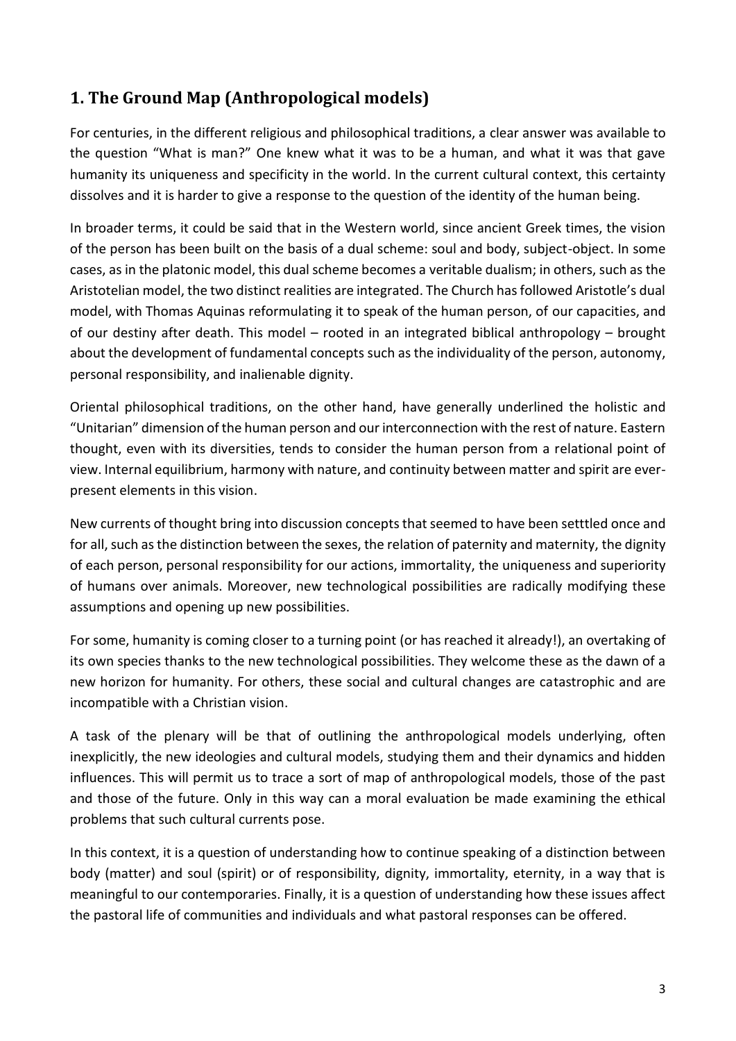## 1. The Ground Map (Anthropological models)

For centuries, in the different religious and philosophical traditions, a clear answer was available to the question "What is man?" One knew what it was to be a human, and what it was that gave humanity its uniqueness and specificity in the world. In the current cultural context, this certainty dissolves and it is harder to give a response to the question of the identity of the human being.

In broader terms, it could be said that in the Western world, since ancient Greek times, the vision of the person has been built on the basis of a dual scheme: soul and body, subject-object. In some cases, as in the platonic model, this dual scheme becomes a veritable dualism; in others, such as the Aristotelian model, the two distinct realities are integrated. The Church has followed Aristotle's dual model, with Thomas Aquinas reformulating it to speak of the human person, of our capacities, and of our destiny after death. This model – rooted in an integrated biblical anthropology – brought about the development of fundamental concepts such as the individuality of the person, autonomy, personal responsibility, and inalienable dignity.

Oriental philosophical traditions, on the other hand, have generally underlined the holistic and "Unitarian" dimension of the human person and our interconnection with the rest of nature. Eastern thought, even with its diversities, tends to consider the human person from a relational point of view. Internal equilibrium, harmony with nature, and continuity between matter and spirit are ever-present elements in this vision.

New currents of thought bring into discussion concepts that seemed to have been setttled once and for all, such as the distinction between the sexes, the relation of paternity and maternity, the dignity of each person, personal responsibility for our actions, immortality, the uniqueness and superiority of humans over animals. Moreover, new technological possibilities are radically modifying these assumptions and opening up new possibilities.

For some, humanity is coming closer to a turning point (or has reached it already!), an overtaking of its own species thanks to the new technological possibilities. They welcome these as the dawn of a new horizon for humanity. For others, these social and cultural changes are catastrophic and are incompatible with a Christian vision.

A task of the plenary will be that of outlining the anthropological models underlying, often inexplicitly, the new ideologies and cultural models, studying them and their dynamics and hidden influences. This will permit us to trace a sort of map of anthropological models, those of the past and those of the future. Only in this way can a moral evaluation be made examining the ethical problems that such cultural currents pose.

In this context, it is a question of understanding how to continue speaking of a distinction between body (matter) and soul (spirit) or of responsibility, dignity, immortality, eternity, in a way that is meaningful to our contemporaries. Finally, it is a question of understanding how these issues affect the pastoral life of communities and individuals and what pastoral responses can be offered.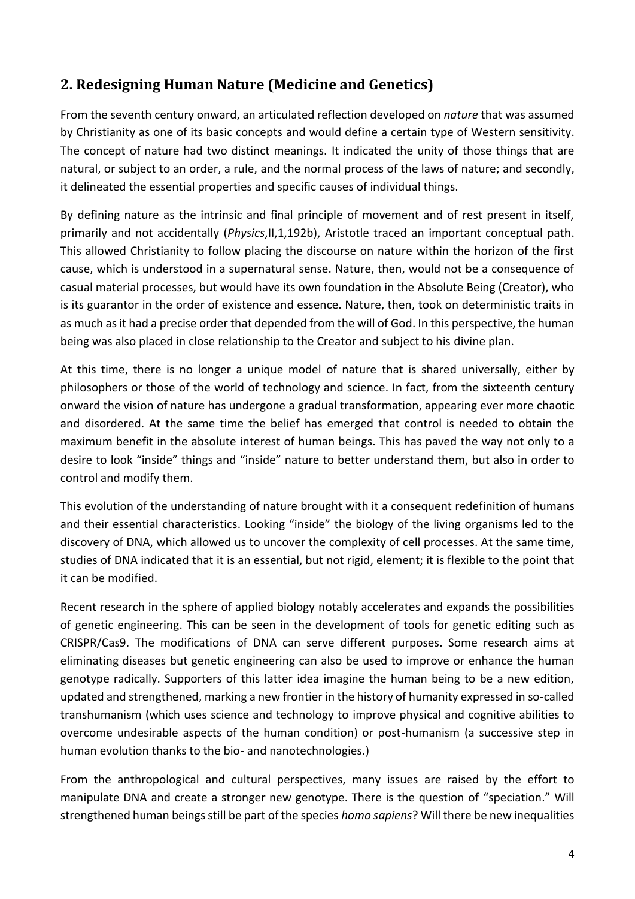## 2. Redesigning Human Nature (Medicine and Genetics)

From the seventh century onward, an articulated reflection developed on *nature* that was assumed by Christianity as one of its basic concepts and would define a certain type of Western sensitivity. The concept of nature had two distinct meanings. It indicated the unity of those things that are natural, or subject to an order, a rule, and the normal process of the laws of nature; and secondly, it delineated the essential properties and specific causes of individual things.

By defining nature as the intrinsic and final principle of movement and of rest present in itself, primarily and not accidentally (*Physics*,II,1,192b), Aristotle traced an important conceptual path. This allowed Christianity to follow placing the discourse on nature within the horizon of the first cause, which is understood in a supernatural sense. Nature, then, would not be a consequence of casual material processes, but would have its own foundation in the Absolute Being (Creator), who is its guarantor in the order of existence and essence. Nature, then, took on deterministic traits in as much as it had a precise order that depended from the will of God. In this perspective, the human being was also placed in close relationship to the Creator and subject to his divine plan.

At this time, there is no longer a unique model of nature that is shared universally, either by philosophers or those of the world of technology and science. In fact, from the sixteenth century onward the vision of nature has undergone a gradual transformation, appearing ever more chaotic and disordered. At the same time the belief has emerged that control is needed to obtain the maximum benefit in the absolute interest of human beings. This has paved the way not only to a desire to look "inside" things and "inside" nature to better understand them, but also in order to control and modify them.

This evolution of the understanding of nature brought with it a consequent redefinition of humans and their essential characteristics. Looking "inside" the biology of the living organisms led to the discovery of DNA, which allowed us to uncover the complexity of cell processes. At the same time, studies of DNA indicated that it is an essential, but not rigid, element; it is flexible to the point that it can be modified.

Recent research in the sphere of applied biology notably accelerates and expands the possibilities of genetic engineering. This can be seen in the development of tools for genetic editing such as CRISPR/Cas9. The modifications of DNA can serve different purposes. Some research aims at eliminating diseases but genetic engineering can also be used to improve or enhance the human genotype radically. Supporters of this latter idea imagine the human being to be a new edition, updated and strengthened, marking a new frontier in the history of humanity expressed in so-called transhumanism (which uses science and technology to improve physical and cognitive abilities to overcome undesirable aspects of the human condition) or post-humanism (a successive step in human evolution thanks to the bio- and nanotechnologies.)

From the anthropological and cultural perspectives, many issues are raised by the effort to manipulate DNA and create a stronger new genotype. There is the question of "speciation." Will strengthened human beings still be part of the species *homo sapiens*? Will there be new inequalities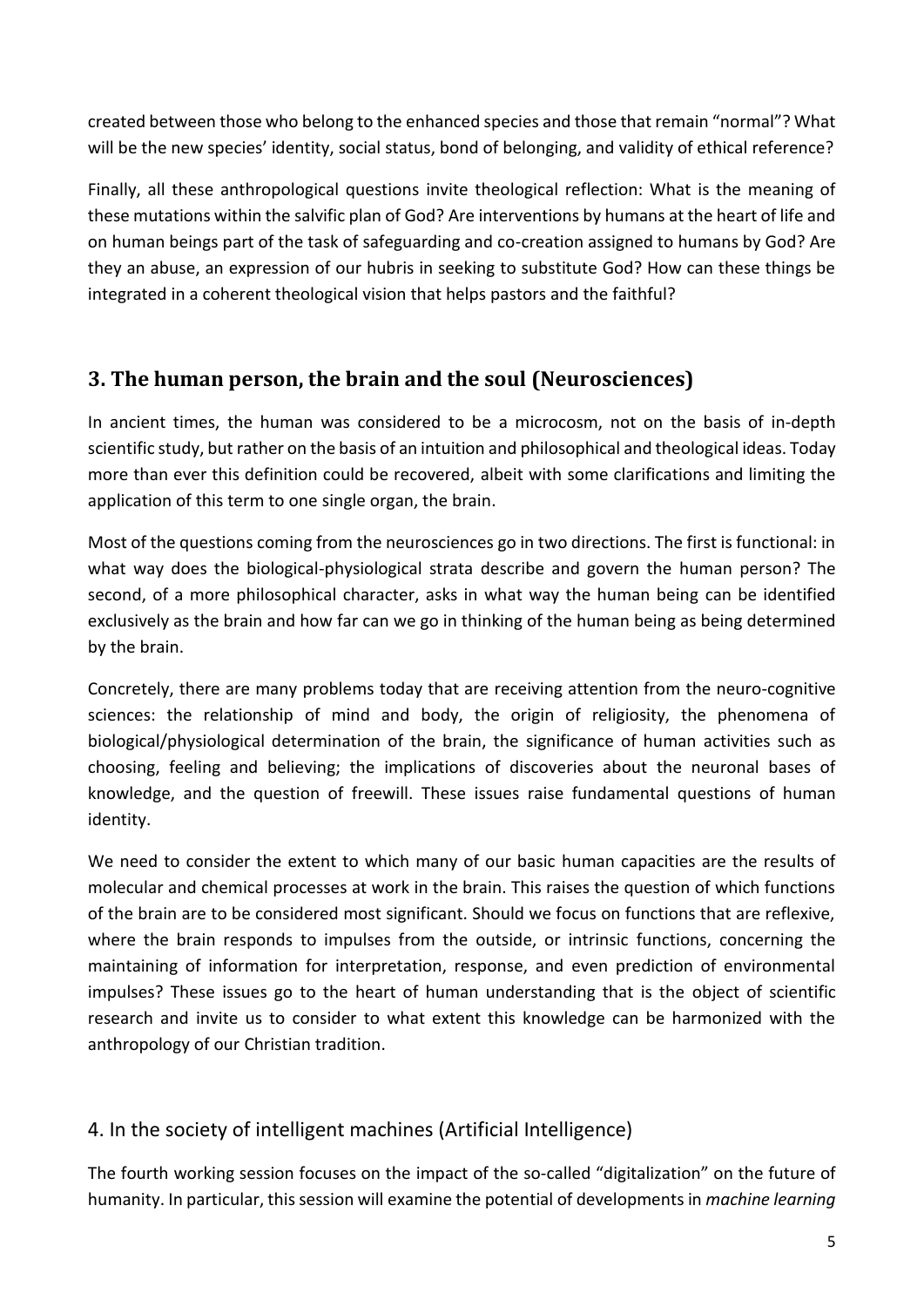created between those who belong to the enhanced species and those that remain "normal"? What will be the new species' identity, social status, bond of belonging, and validity of ethical reference?

Finally, all these anthropological questions invite theological reflection: What is the meaning of these mutations within the salvific plan of God? Are interventions by humans at the heart of life and on human beings part of the task of safeguarding and co-creation assigned to humans by God? Are they an abuse, an expression of our hubris in seeking to substitute God? How can these things be integrated in a coherent theological vision that helps pastors and the faithful?

## 3. The human person, the brain and the soul (Neurosciences)

In ancient times, the human was considered to be a microcosm, not on the basis of in-depth scientific study, but rather on the basis of an intuition and philosophical and theological ideas. Today more than ever this definition could be recovered, albeit with some clarifications and limiting the application of this term to one single organ, the brain.

Most of the questions coming from the neurosciences go in two directions. The first is functional: in what way does the biological-physiological strata describe and govern the human person? The second, of a more philosophical character, asks in what way the human being can be identified exclusively as the brain and how far can we go in thinking of the human being as being determined by the brain.

Concretely, there are many problems today that are receiving attention from the neuro-cognitive sciences: the relationship of mind and body, the origin of religiosity, the phenomena of biological/physiological determination of the brain, the significance of human activities such as choosing, feeling and believing; the implications of discoveries about the neuronal bases of knowledge, and the question of freewill. These issues raise fundamental questions of human identity.

We need to consider the extent to which many of our basic human capacities are the results of molecular and chemical processes at work in the brain. This raises the question of which functions of the brain are to be considered most significant. Should we focus on functions that are reflexive, where the brain responds to impulses from the outside, or intrinsic functions, concerning the maintaining of information for interpretation, response, and even prediction of environmental impulses? These issues go to the heart of human understanding that is the object of scientific research and invite us to consider to what extent this knowledge can be harmonized with the anthropology of our Christian tradition.

## 4. In the society of intelligent machines (Artificial Intelligence)

The fourth working session focuses on the impact of the so-called "digitalization" on the future of humanity. In particular, this session will examine the potential of developments in *machine learning*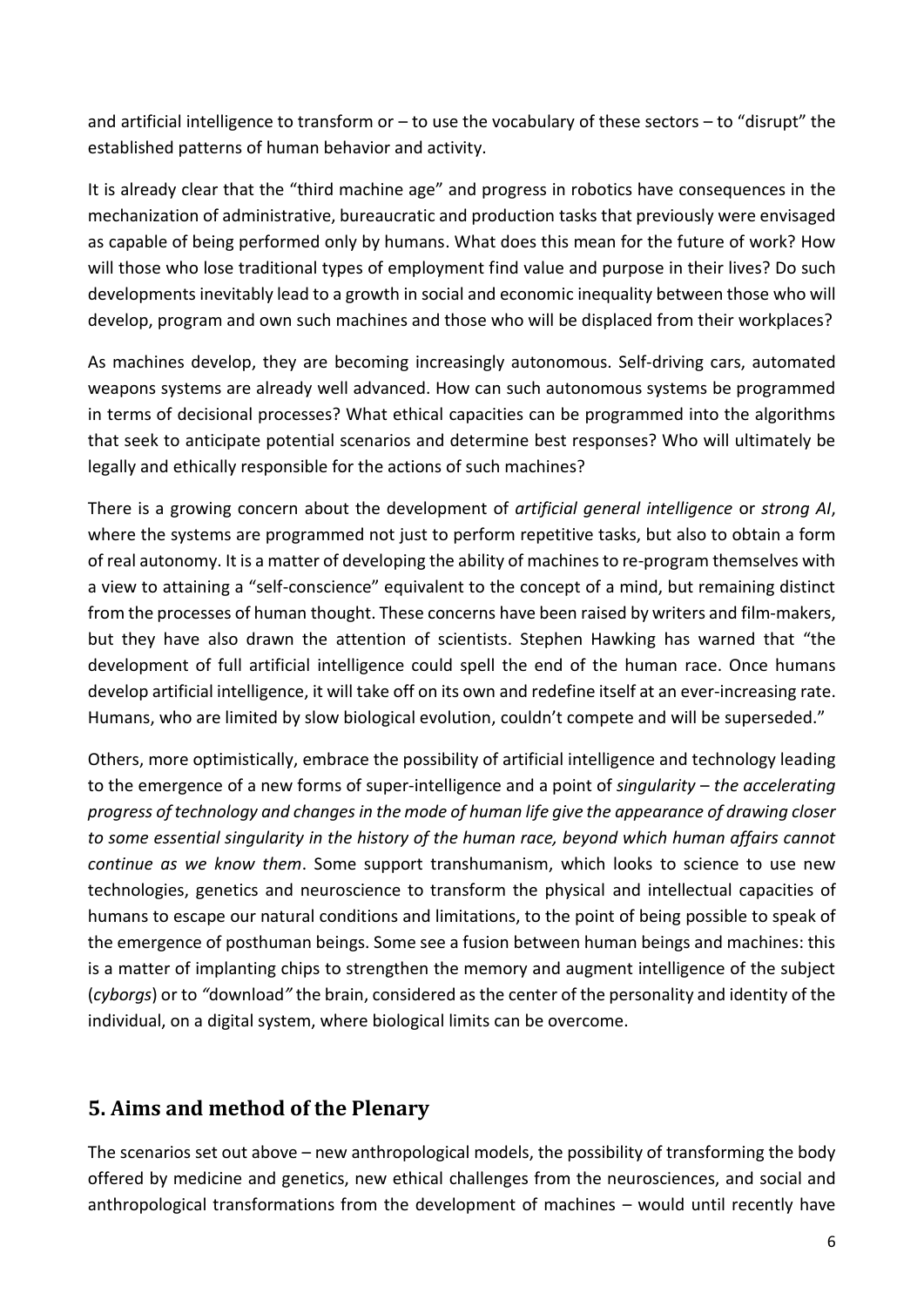and artificial intelligence to transform or – to use the vocabulary of these sectors – to "disrupt" the established patterns of human behavior and activity.

It is already clear that the "third machine age" and progress in robotics have consequences in the mechanization of administrative, bureaucratic and production tasks that previously were envisaged as capable of being performed only by humans. What does this mean for the future of work? How will those who lose traditional types of employment find value and purpose in their lives? Do such developments inevitably lead to a growth in social and economic inequality between those who will develop, program and own such machines and those who will be displaced from their workplaces?

As machines develop, they are becoming increasingly autonomous. Self-driving cars, automated weapons systems are already well advanced. How can such autonomous systems be programmed in terms of decisional processes? What ethical capacities can be programmed into the algorithms that seek to anticipate potential scenarios and determine best responses? Who will ultimately be legally and ethically responsible for the actions of such machines?

There is a growing concern about the development of *artificial general intelligence* or *strong AI*, where the systems are programmed not just to perform repetitive tasks, but also to obtain a form of real autonomy. It is a matter of developing the ability of machines to re-program themselves with a view to attaining a "self-conscience" equivalent to the concept of a mind, but remaining distinct from the processes of human thought. These concerns have been raised by writers and film-makers, but they have also drawn the attention of scientists. Stephen Hawking has warned that "the development of full artificial intelligence could spell the end of the human race. Once humans develop artificial intelligence, it will take off on its own and redefine itself at an ever-increasing rate. Humans, who are limited by slow biological evolution, couldn't compete and will be superseded."

Others, more optimistically, embrace the possibility of artificial intelligence and technology leading to the emergence of a new forms of super-intelligence and a point of *singularity* – *the accelerating progress of technology and changes in the mode of human life give the appearance of drawing closer to some essential singularity in the history of the human race, beyond which human affairs cannot continue as we know them*. Some support transhumanism, which looks to science to use new technologies, genetics and neuroscience to transform the physical and intellectual capacities of humans to escape our natural conditions and limitations, to the point of being possible to speak of the emergence of posthuman beings. Some see a fusion between human beings and machines: this is a matter of implanting chips to strengthen the memory and augment intelligence of the subject (*cyborgs*) or to "download" the brain, considered as the center of the personality and identity of the individual, on a digital system, where biological limits can be overcome.

## 5. Aims and method of the Plenary

The scenarios set out above – new anthropological models, the possibility of transforming the body offered by medicine and genetics, new ethical challenges from the neurosciences, and social and anthropological transformations from the development of machines – would until recently have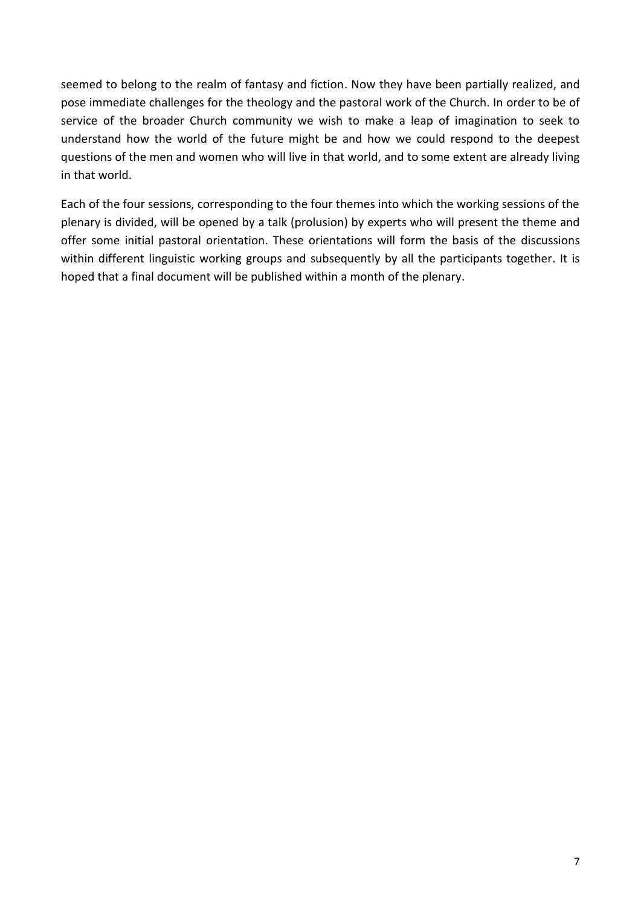seemed to belong to the realm of fantasy and fiction. Now they have been partially realized, and pose immediate challenges for the theology and the pastoral work of the Church. In order to be of service of the broader Church community we wish to make a leap of imagination to seek to understand how the world of the future might be and how we could respond to the deepest questions of the men and women who will live in that world, and to some extent are already living in that world.

Each of the four sessions, corresponding to the four themes into which the working sessions of the plenary is divided, will be opened by a talk (prolusion) by experts who will present the theme and offer some initial pastoral orientation. These orientations will form the basis of the discussions within different linguistic working groups and subsequently by all the participants together. It is hoped that a final document will be published within a month of the plenary.